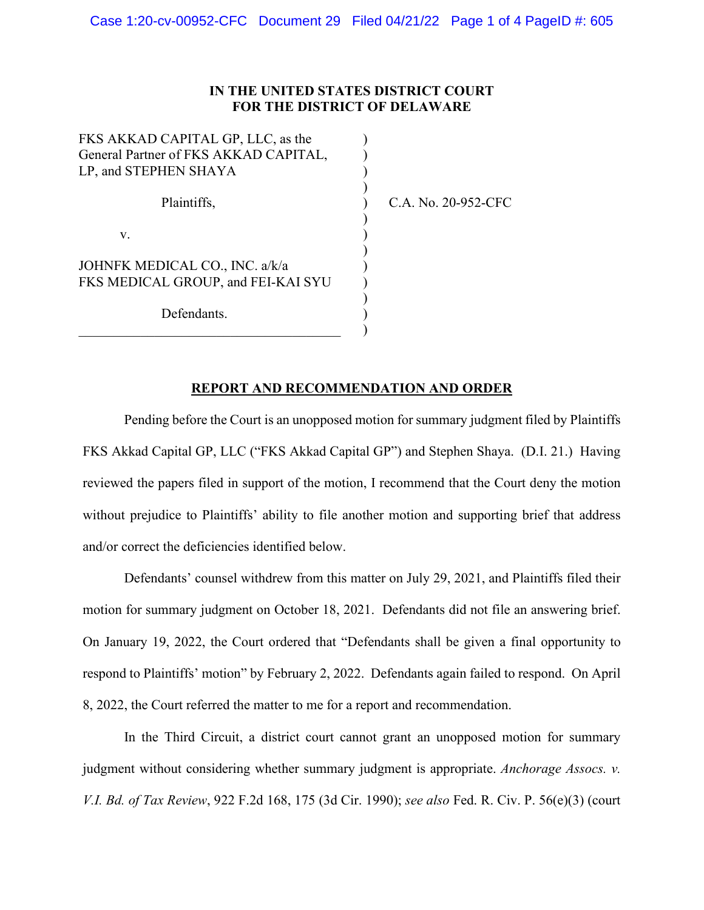IN THE UNITED STATES DISTRICT COURT
FOR THE DISTRICT OF DELAWARE

| | | |
|---|---|---|
| FKS AKKAD CAPITAL GP, LLC, as the General Partner of FKS AKKAD CAPITAL, LP, and STEPHEN SHAYA | ) | |
| Plaintiffs, | ) | C.A. No. 20-952-CFC |
| v. | ) | |
| JOHNFK MEDICAL CO., INC. a/k/a FKS MEDICAL GROUP, and FEI-KAI SYU | ) | |
| Defendants. | ) | |

## REPORT AND RECOMMENDATION AND ORDER

Pending before the Court is an unopposed motion for summary judgment filed by Plaintiffs FKS Akkad Capital GP, LLC ("FKS Akkad Capital GP") and Stephen Shaya. (D.I. 21.) Having reviewed the papers filed in support of the motion, I recommend that the Court deny the motion without prejudice to Plaintiffs' ability to file another motion and supporting brief that address and/or correct the deficiencies identified below.

Defendants' counsel withdrew from this matter on July 29, 2021, and Plaintiffs filed their motion for summary judgment on October 18, 2021. Defendants did not file an answering brief. On January 19, 2022, the Court ordered that "Defendants shall be given a final opportunity to respond to Plaintiffs' motion" by February 2, 2022. Defendants again failed to respond. On April 8, 2022, the Court referred the matter to me for a report and recommendation.

In the Third Circuit, a district court cannot grant an unopposed motion for summary judgment without considering whether summary judgment is appropriate. *Anchorage Assocs. v. V.I. Bd. of Tax Review*, 922 F.2d 168, 175 (3d Cir. 1990); *see also* Fed. R. Civ. P. 56(e)(3) (court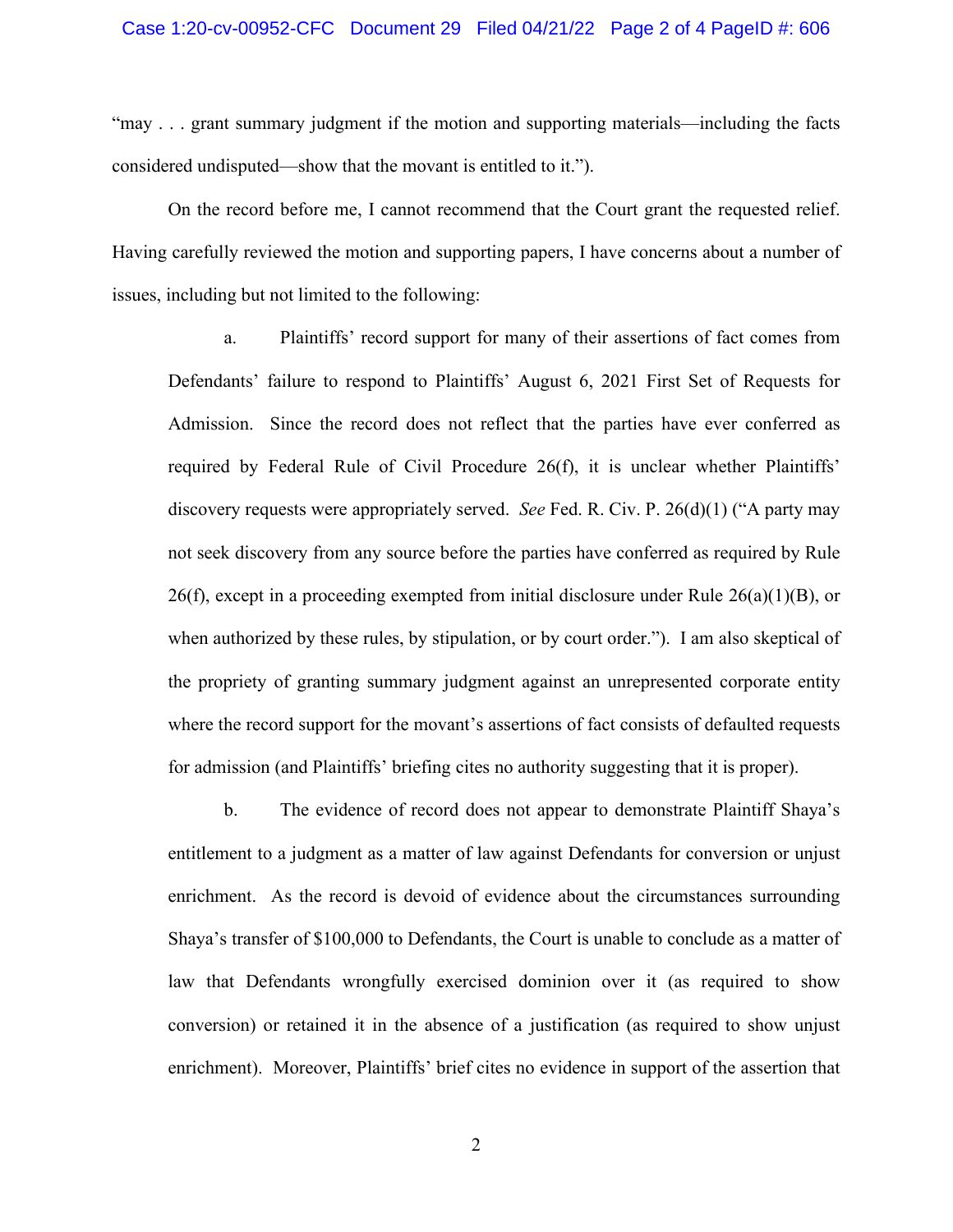"may . . . grant summary judgment if the motion and supporting materials—including the facts considered undisputed—show that the movant is entitled to it.").

On the record before me, I cannot recommend that the Court grant the requested relief. Having carefully reviewed the motion and supporting papers, I have concerns about a number of issues, including but not limited to the following:

a. Plaintiffs' record support for many of their assertions of fact comes from Defendants' failure to respond to Plaintiffs' August 6, 2021 First Set of Requests for Admission. Since the record does not reflect that the parties have ever conferred as required by Federal Rule of Civil Procedure 26(f), it is unclear whether Plaintiffs' discovery requests were appropriately served. *See* Fed. R. Civ. P. 26(d)(1) ("A party may not seek discovery from any source before the parties have conferred as required by Rule 26(f), except in a proceeding exempted from initial disclosure under Rule 26(a)(1)(B), or when authorized by these rules, by stipulation, or by court order."). I am also skeptical of the propriety of granting summary judgment against an unrepresented corporate entity where the record support for the movant's assertions of fact consists of defaulted requests for admission (and Plaintiffs' briefing cites no authority suggesting that it is proper).

b. The evidence of record does not appear to demonstrate Plaintiff Shaya's entitlement to a judgment as a matter of law against Defendants for conversion or unjust enrichment. As the record is devoid of evidence about the circumstances surrounding Shaya's transfer of $100,000 to Defendants, the Court is unable to conclude as a matter of law that Defendants wrongfully exercised dominion over it (as required to show conversion) or retained it in the absence of a justification (as required to show unjust enrichment). Moreover, Plaintiffs' brief cites no evidence in support of the assertion that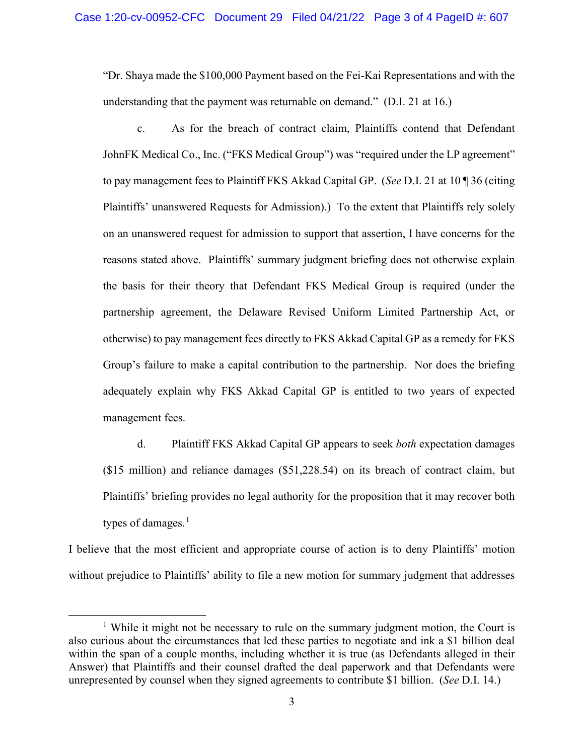"Dr. Shaya made the $100,000 Payment based on the Fei-Kai Representations and with the understanding that the payment was returnable on demand." (D.I. 21 at 16.)

c. As for the breach of contract claim, Plaintiffs contend that Defendant JohnFK Medical Co., Inc. ("FKS Medical Group") was "required under the LP agreement" to pay management fees to Plaintiff FKS Akkad Capital GP. (*See* D.I. 21 at 10 ¶ 36 (citing Plaintiffs' unanswered Requests for Admission).) To the extent that Plaintiffs rely solely on an unanswered request for admission to support that assertion, I have concerns for the reasons stated above. Plaintiffs' summary judgment briefing does not otherwise explain the basis for their theory that Defendant FKS Medical Group is required (under the partnership agreement, the Delaware Revised Uniform Limited Partnership Act, or otherwise) to pay management fees directly to FKS Akkad Capital GP as a remedy for FKS Group's failure to make a capital contribution to the partnership. Nor does the briefing adequately explain why FKS Akkad Capital GP is entitled to two years of expected management fees.

d. Plaintiff FKS Akkad Capital GP appears to seek *both* expectation damages ($15 million) and reliance damages ($51,228.54) on its breach of contract claim, but Plaintiffs' briefing provides no legal authority for the proposition that it may recover both types of damages.[1]

I believe that the most efficient and appropriate course of action is to deny Plaintiffs' motion without prejudice to Plaintiffs' ability to file a new motion for summary judgment that addresses

[1] While it might not be necessary to rule on the summary judgment motion, the Court is also curious about the circumstances that led these parties to negotiate and ink a $1 billion deal within the span of a couple months, including whether it is true (as Defendants alleged in their Answer) that Plaintiffs and their counsel drafted the deal paperwork and that Defendants were unrepresented by counsel when they signed agreements to contribute $1 billion. (*See* D.I. 14.)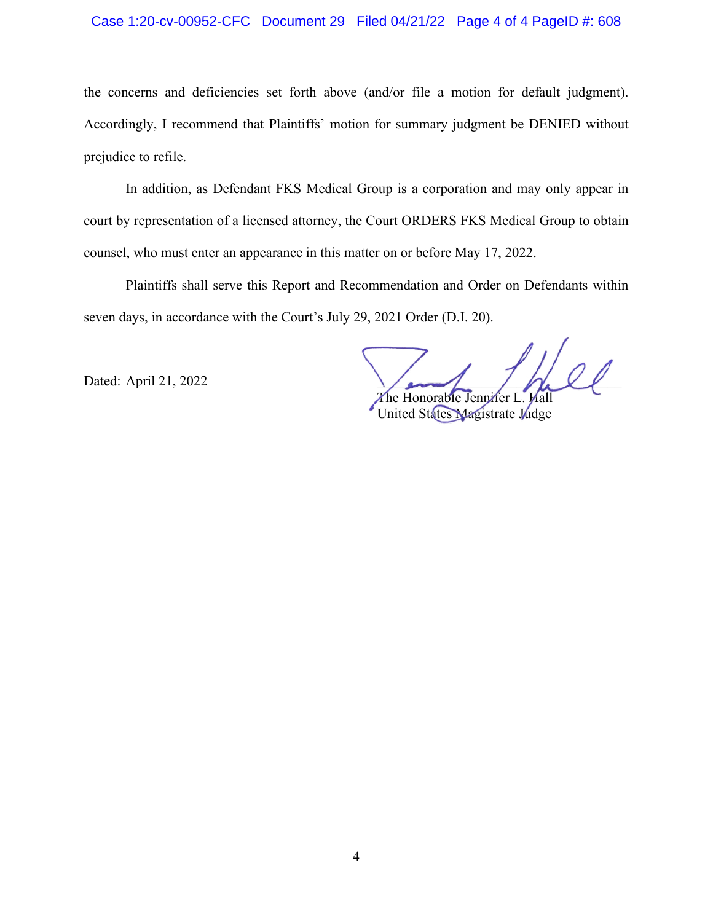the concerns and deficiencies set forth above (and/or file a motion for default judgment). Accordingly, I recommend that Plaintiffs' motion for summary judgment be DENIED without prejudice to refile.

In addition, as Defendant FKS Medical Group is a corporation and may only appear in court by representation of a licensed attorney, the Court ORDERS FKS Medical Group to obtain counsel, who must enter an appearance in this matter on or before May 17, 2022.

Plaintiffs shall serve this Report and Recommendation and Order on Defendants within seven days, in accordance with the Court's July 29, 2021 Order (D.I. 20).

Dated: April 21, 2022

The Honorable Jennifer L. Hall
United States Magistrate Judge